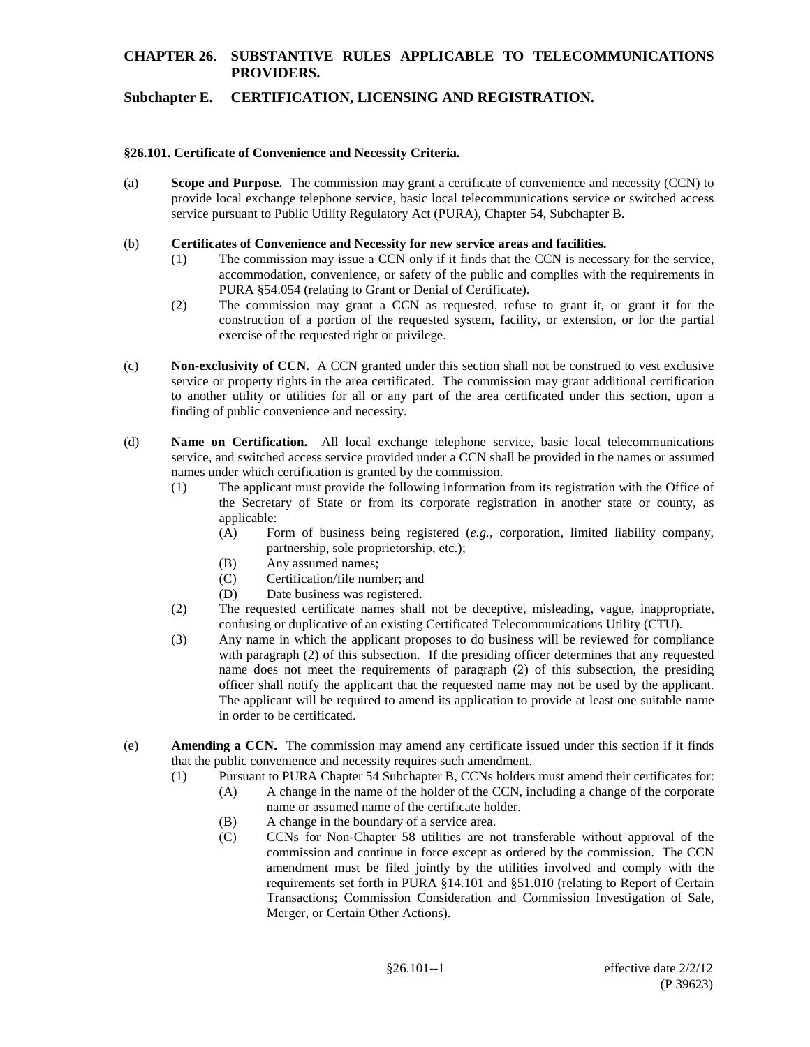# CHAPTER 26. SUBSTANTIVE RULES APPLICABLE TO TELECOMMUNICATIONS PROVIDERS.

## Subchapter E. CERTIFICATION, LICENSING AND REGISTRATION.

### §26.101. Certificate of Convenience and Necessity Criteria.

(a) **Scope and Purpose.** The commission may grant a certificate of convenience and necessity (CCN) to provide local exchange telephone service, basic local telecommunications service or switched access service pursuant to Public Utility Regulatory Act (PURA), Chapter 54, Subchapter B.

(b) **Certificates of Convenience and Necessity for new service areas and facilities.**

- (1) The commission may issue a CCN only if it finds that the CCN is necessary for the service, accommodation, convenience, or safety of the public and complies with the requirements in PURA §54.054 (relating to Grant or Denial of Certificate).
- (2) The commission may grant a CCN as requested, refuse to grant it, or grant it for the construction of a portion of the requested system, facility, or extension, or for the partial exercise of the requested right or privilege.

(c) **Non-exclusivity of CCN.** A CCN granted under this section shall not be construed to vest exclusive service or property rights in the area certificated. The commission may grant additional certification to another utility or utilities for all or any part of the area certificated under this section, upon a finding of public convenience and necessity.

(d) **Name on Certification.** All local exchange telephone service, basic local telecommunications service, and switched access service provided under a CCN shall be provided in the names or assumed names under which certification is granted by the commission.

- (1) The applicant must provide the following information from its registration with the Office of the Secretary of State or from its corporate registration in another state or county, as applicable:
  - (A) Form of business being registered (*e.g.*, corporation, limited liability company, partnership, sole proprietorship, etc.);
  - (B) Any assumed names;
  - (C) Certification/file number; and
  - (D) Date business was registered.
- (2) The requested certificate names shall not be deceptive, misleading, vague, inappropriate, confusing or duplicative of an existing Certificated Telecommunications Utility (CTU).
- (3) Any name in which the applicant proposes to do business will be reviewed for compliance with paragraph (2) of this subsection. If the presiding officer determines that any requested name does not meet the requirements of paragraph (2) of this subsection, the presiding officer shall notify the applicant that the requested name may not be used by the applicant. The applicant will be required to amend its application to provide at least one suitable name in order to be certificated.

(e) **Amending a CCN.** The commission may amend any certificate issued under this section if it finds that the public convenience and necessity requires such amendment.

- (1) Pursuant to PURA Chapter 54 Subchapter B, CCNs holders must amend their certificates for:
  - (A) A change in the name of the holder of the CCN, including a change of the corporate name or assumed name of the certificate holder.
  - (B) A change in the boundary of a service area.
  - (C) CCNs for Non-Chapter 58 utilities are not transferable without approval of the commission and continue in force except as ordered by the commission. The CCN amendment must be filed jointly by the utilities involved and comply with the requirements set forth in PURA §14.101 and §51.010 (relating to Report of Certain Transactions; Commission Consideration and Commission Investigation of Sale, Merger, or Certain Other Actions).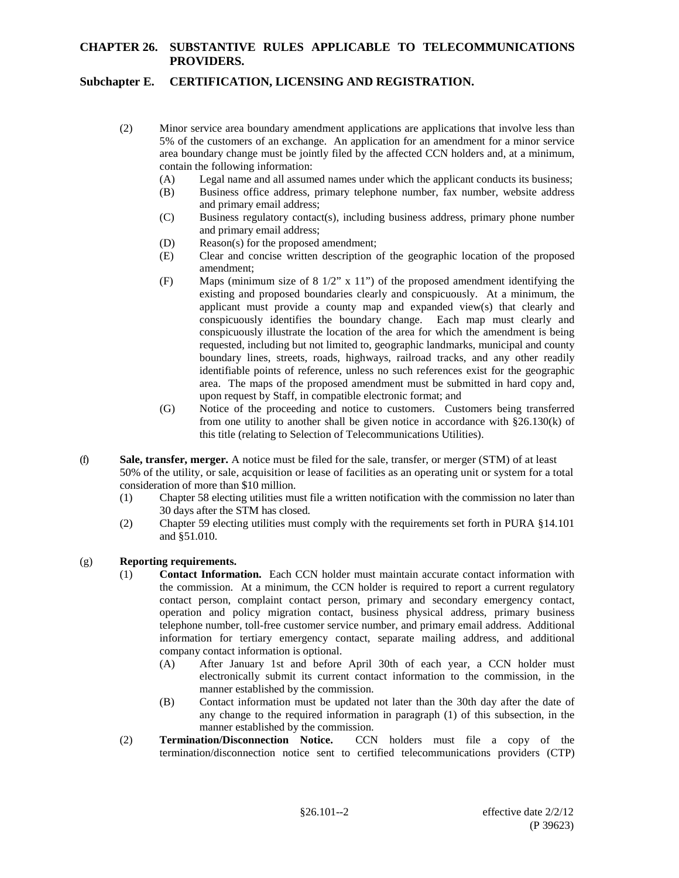(2) Minor service area boundary amendment applications are applications that involve less than 5% of the customers of an exchange. An application for an amendment for a minor service area boundary change must be jointly filed by the affected CCN holders and, at a minimum, contain the following information:

(A) Legal name and all assumed names under which the applicant conducts its business;

(B) Business office address, primary telephone number, fax number, website address and primary email address;

(C) Business regulatory contact(s), including business address, primary phone number and primary email address;

(D) Reason(s) for the proposed amendment;

(E) Clear and concise written description of the geographic location of the proposed amendment;

(F) Maps (minimum size of 8 1/2" x 11") of the proposed amendment identifying the existing and proposed boundaries clearly and conspicuously. At a minimum, the applicant must provide a county map and expanded view(s) that clearly and conspicuously identifies the boundary change. Each map must clearly and conspicuously illustrate the location of the area for which the amendment is being requested, including but not limited to, geographic landmarks, municipal and county boundary lines, streets, roads, highways, railroad tracks, and any other readily identifiable points of reference, unless no such references exist for the geographic area. The maps of the proposed amendment must be submitted in hard copy and, upon request by Staff, in compatible electronic format; and

(G) Notice of the proceeding and notice to customers. Customers being transferred from one utility to another shall be given notice in accordance with §26.130(k) of this title (relating to Selection of Telecommunications Utilities).

(f) **Sale, transfer, merger.** A notice must be filed for the sale, transfer, or merger (STM) of at least 50% of the utility, or sale, acquisition or lease of facilities as an operating unit or system for a total consideration of more than $10 million.

(1) Chapter 58 electing utilities must file a written notification with the commission no later than 30 days after the STM has closed.

(2) Chapter 59 electing utilities must comply with the requirements set forth in PURA §14.101 and §51.010.

(g) **Reporting requirements.**

(1) **Contact Information.** Each CCN holder must maintain accurate contact information with the commission. At a minimum, the CCN holder is required to report a current regulatory contact person, complaint contact person, primary and secondary emergency contact, operation and policy migration contact, business physical address, primary business telephone number, toll-free customer service number, and primary email address. Additional information for tertiary emergency contact, separate mailing address, and additional company contact information is optional.

(A) After January 1st and before April 30th of each year, a CCN holder must electronically submit its current contact information to the commission, in the manner established by the commission.

(B) Contact information must be updated not later than the 30th day after the date of any change to the required information in paragraph (1) of this subsection, in the manner established by the commission.

(2) **Termination/Disconnection Notice.** CCN holders must file a copy of the termination/disconnection notice sent to certified telecommunications providers (CTP)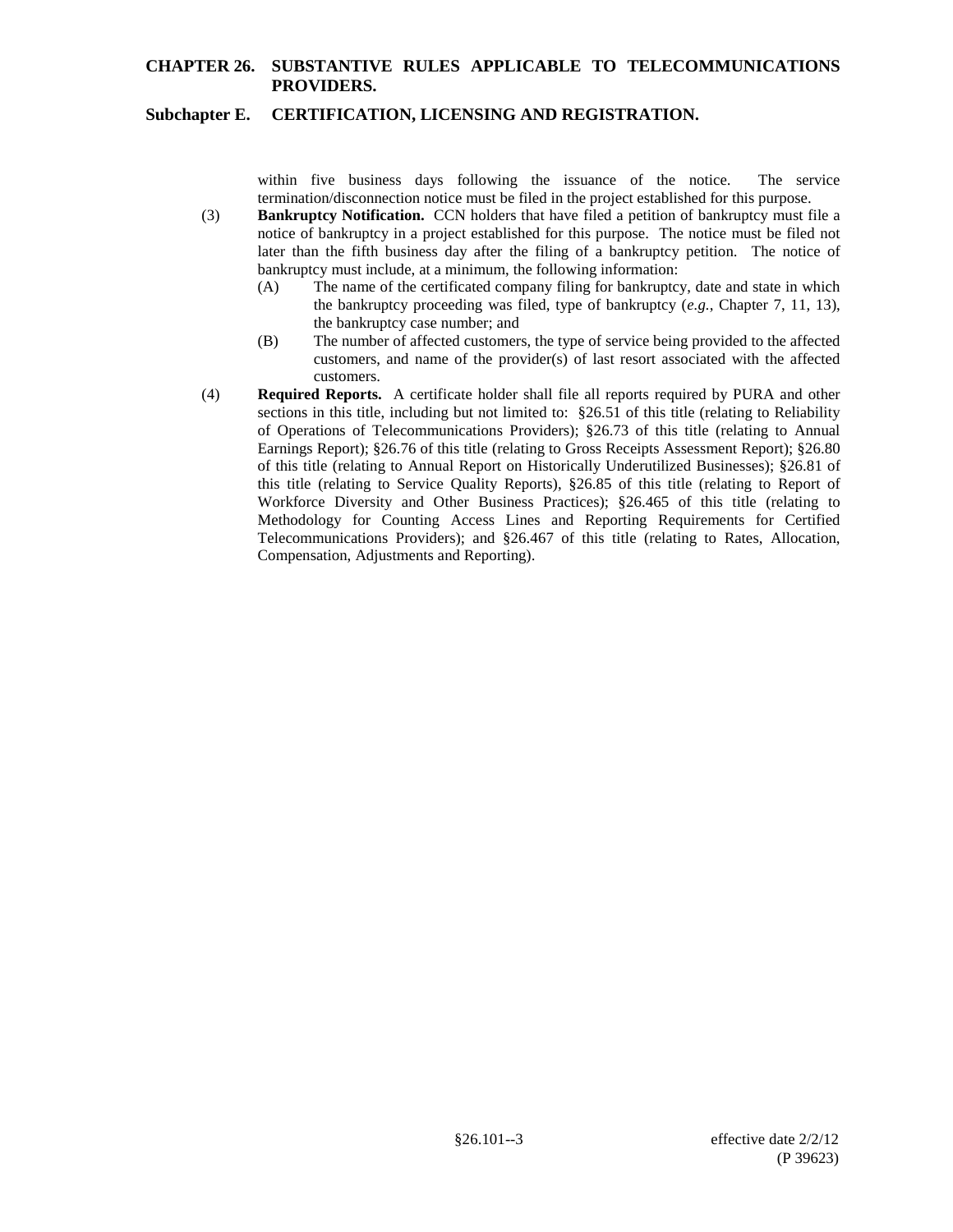within five business days following the issuance of the notice. The service termination/disconnection notice must be filed in the project established for this purpose.

(3) **Bankruptcy Notification.** CCN holders that have filed a petition of bankruptcy must file a notice of bankruptcy in a project established for this purpose. The notice must be filed not later than the fifth business day after the filing of a bankruptcy petition. The notice of bankruptcy must include, at a minimum, the following information:

(A) The name of the certificated company filing for bankruptcy, date and state in which the bankruptcy proceeding was filed, type of bankruptcy (*e.g.*, Chapter 7, 11, 13), the bankruptcy case number; and

(B) The number of affected customers, the type of service being provided to the affected customers, and name of the provider(s) of last resort associated with the affected customers.

(4) **Required Reports.** A certificate holder shall file all reports required by PURA and other sections in this title, including but not limited to: §26.51 of this title (relating to Reliability of Operations of Telecommunications Providers); §26.73 of this title (relating to Annual Earnings Report); §26.76 of this title (relating to Gross Receipts Assessment Report); §26.80 of this title (relating to Annual Report on Historically Underutilized Businesses); §26.81 of this title (relating to Service Quality Reports), §26.85 of this title (relating to Report of Workforce Diversity and Other Business Practices); §26.465 of this title (relating to Methodology for Counting Access Lines and Reporting Requirements for Certified Telecommunications Providers); and §26.467 of this title (relating to Rates, Allocation, Compensation, Adjustments and Reporting).